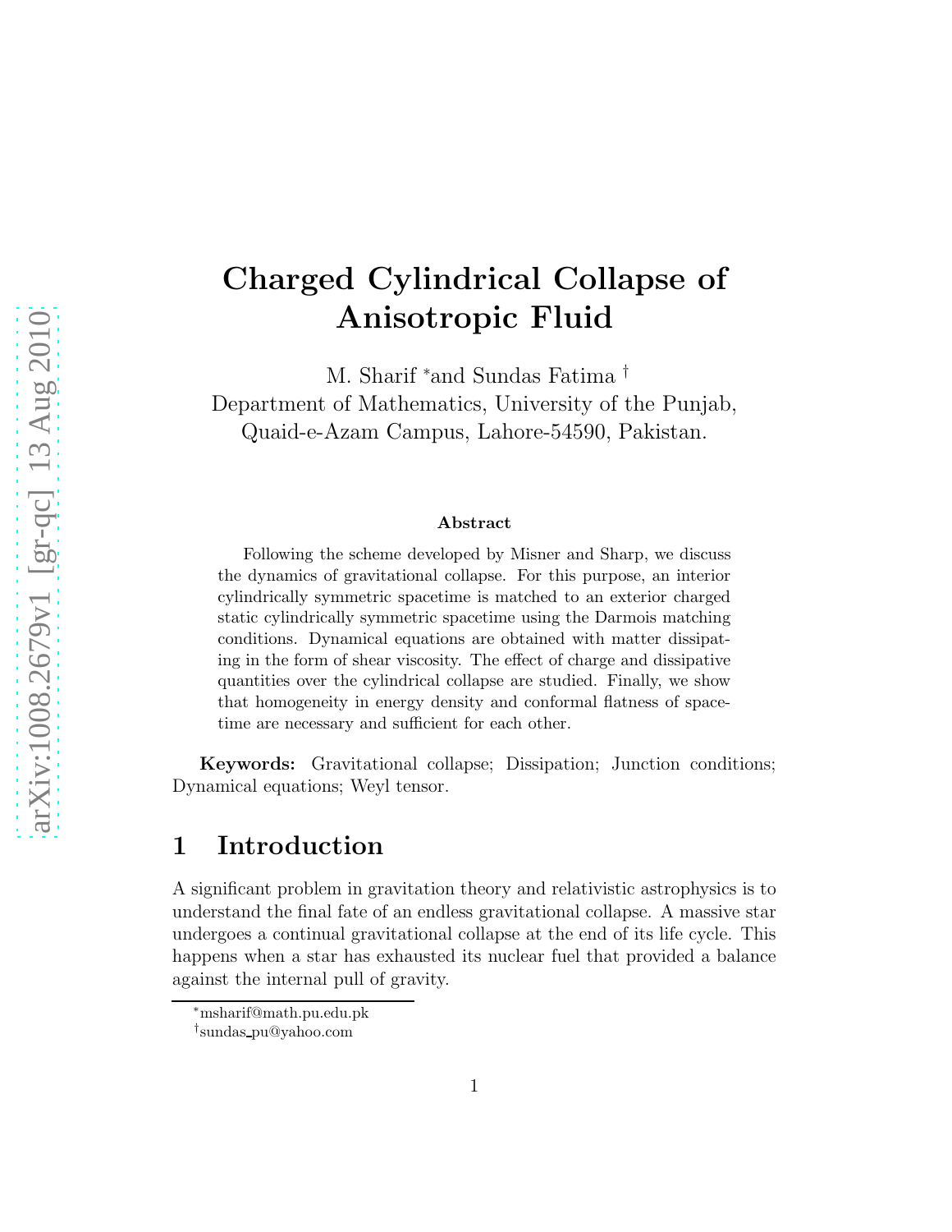# Charged Cylindrical Collapse of Anisotropic Fluid

M. Sharif [*] and Sundas Fatima [†]
Department of Mathematics, University of the Punjab,
Quaid-e-Azam Campus, Lahore-54590, Pakistan.

**Abstract**

Following the scheme developed by Misner and Sharp, we discuss the dynamics of gravitational collapse. For this purpose, an interior cylindrically symmetric spacetime is matched to an exterior charged static cylindrically symmetric spacetime using the Darmois matching conditions. Dynamical equations are obtained with matter dissipating in the form of shear viscosity. The effect of charge and dissipative quantities over the cylindrical collapse are studied. Finally, we show that homogeneity in energy density and conformal flatness of spacetime are necessary and sufficient for each other.

**Keywords:** Gravitational collapse; Dissipation; Junction conditions; Dynamical equations; Weyl tensor.

## 1 Introduction

A significant problem in gravitation theory and relativistic astrophysics is to understand the final fate of an endless gravitational collapse. A massive star undergoes a continual gravitational collapse at the end of its life cycle. This happens when a star has exhausted its nuclear fuel that provided a balance against the internal pull of gravity.

[*] msharif@math.pu.edu.pk

[†] sundas_pu@yahoo.com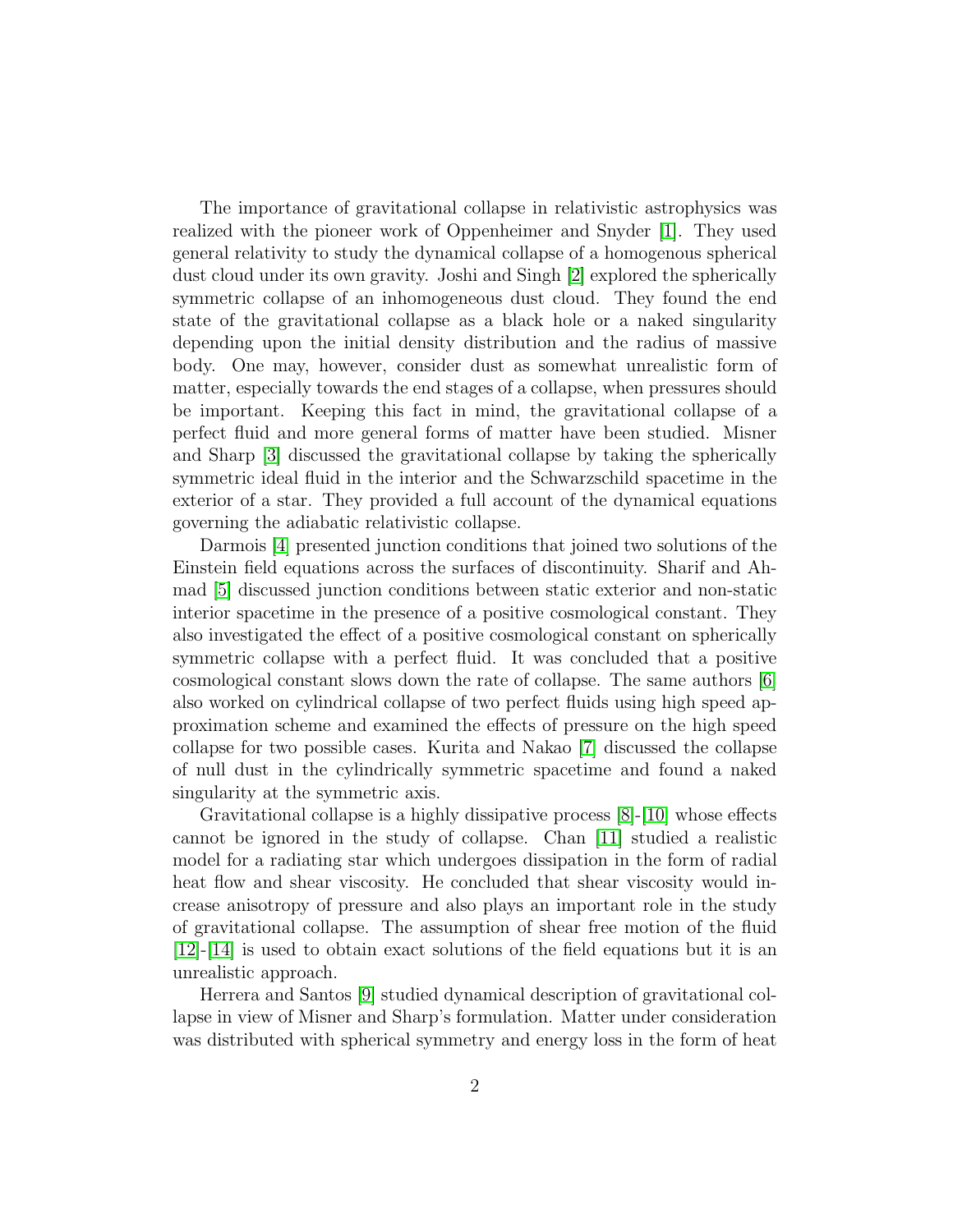The importance of gravitational collapse in relativistic astrophysics was realized with the pioneer work of Oppenheimer and Snyder [1]. They used general relativity to study the dynamical collapse of a homogenous spherical dust cloud under its own gravity. Joshi and Singh [2] explored the spherically symmetric collapse of an inhomogeneous dust cloud. They found the end state of the gravitational collapse as a black hole or a naked singularity depending upon the initial density distribution and the radius of massive body. One may, however, consider dust as somewhat unrealistic form of matter, especially towards the end stages of a collapse, when pressures should be important. Keeping this fact in mind, the gravitational collapse of a perfect fluid and more general forms of matter have been studied. Misner and Sharp [3] discussed the gravitational collapse by taking the spherically symmetric ideal fluid in the interior and the Schwarzschild spacetime in the exterior of a star. They provided a full account of the dynamical equations governing the adiabatic relativistic collapse.

Darmois [4] presented junction conditions that joined two solutions of the Einstein field equations across the surfaces of discontinuity. Sharif and Ahmad [5] discussed junction conditions between static exterior and non-static interior spacetime in the presence of a positive cosmological constant. They also investigated the effect of a positive cosmological constant on spherically symmetric collapse with a perfect fluid. It was concluded that a positive cosmological constant slows down the rate of collapse. The same authors [6] also worked on cylindrical collapse of two perfect fluids using high speed approximation scheme and examined the effects of pressure on the high speed collapse for two possible cases. Kurita and Nakao [7] discussed the collapse of null dust in the cylindrically symmetric spacetime and found a naked singularity at the symmetric axis.

Gravitational collapse is a highly dissipative process [8]-[10] whose effects cannot be ignored in the study of collapse. Chan [11] studied a realistic model for a radiating star which undergoes dissipation in the form of radial heat flow and shear viscosity. He concluded that shear viscosity would increase anisotropy of pressure and also plays an important role in the study of gravitational collapse. The assumption of shear free motion of the fluid [12]-[14] is used to obtain exact solutions of the field equations but it is an unrealistic approach.

Herrera and Santos [9] studied dynamical description of gravitational collapse in view of Misner and Sharp's formulation. Matter under consideration was distributed with spherical symmetry and energy loss in the form of heat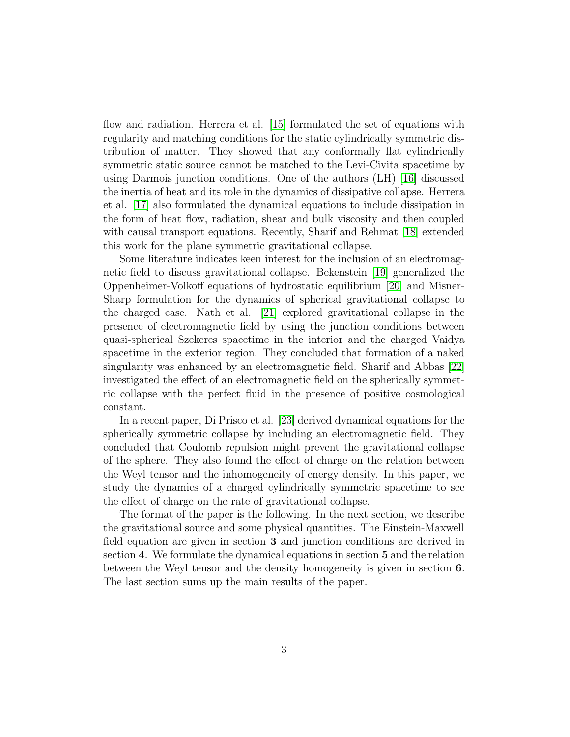flow and radiation. Herrera et al. [15] formulated the set of equations with regularity and matching conditions for the static cylindrically symmetric distribution of matter. They showed that any conformally flat cylindrically symmetric static source cannot be matched to the Levi-Civita spacetime by using Darmois junction conditions. One of the authors (LH) [16] discussed the inertia of heat and its role in the dynamics of dissipative collapse. Herrera et al. [17] also formulated the dynamical equations to include dissipation in the form of heat flow, radiation, shear and bulk viscosity and then coupled with causal transport equations. Recently, Sharif and Rehmat [18] extended this work for the plane symmetric gravitational collapse.

Some literature indicates keen interest for the inclusion of an electromagnetic field to discuss gravitational collapse. Bekenstein [19] generalized the Oppenheimer-Volkoff equations of hydrostatic equilibrium [20] and Misner-Sharp formulation for the dynamics of spherical gravitational collapse to the charged case. Nath et al. [21] explored gravitational collapse in the presence of electromagnetic field by using the junction conditions between quasi-spherical Szekeres spacetime in the interior and the charged Vaidya spacetime in the exterior region. They concluded that formation of a naked singularity was enhanced by an electromagnetic field. Sharif and Abbas [22] investigated the effect of an electromagnetic field on the spherically symmetric collapse with the perfect fluid in the presence of positive cosmological constant.

In a recent paper, Di Prisco et al. [23] derived dynamical equations for the spherically symmetric collapse by including an electromagnetic field. They concluded that Coulomb repulsion might prevent the gravitational collapse of the sphere. They also found the effect of charge on the relation between the Weyl tensor and the inhomogeneity of energy density. In this paper, we study the dynamics of a charged cylindrically symmetric spacetime to see the effect of charge on the rate of gravitational collapse.

The format of the paper is the following. In the next section, we describe the gravitational source and some physical quantities. The Einstein-Maxwell field equation are given in section **3** and junction conditions are derived in section **4**. We formulate the dynamical equations in section **5** and the relation between the Weyl tensor and the density homogeneity is given in section **6**. The last section sums up the main results of the paper.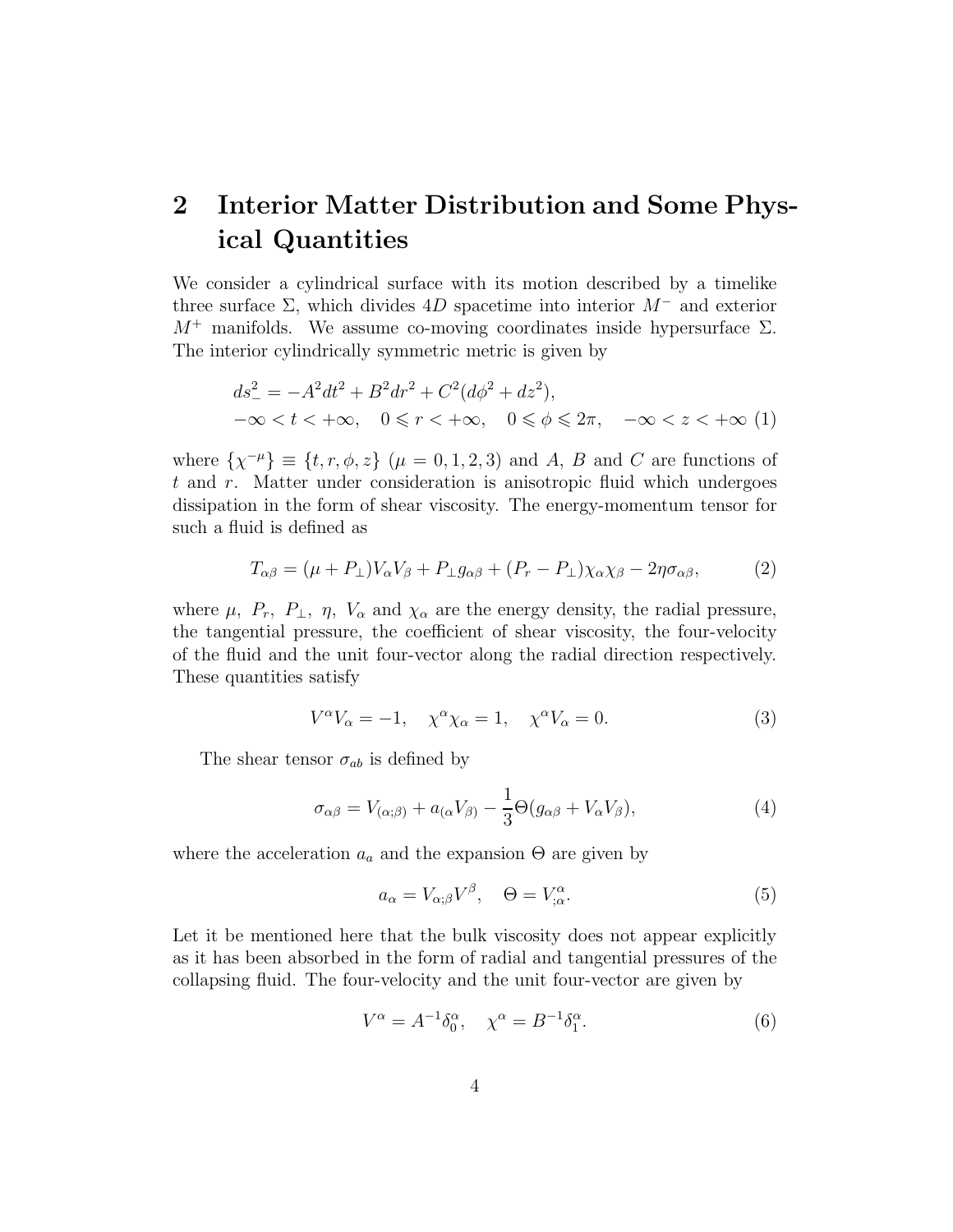## 2 Interior Matter Distribution and Some Physical Quantities

We consider a cylindrical surface with its motion described by a timelike three surface $\Sigma$, which divides $4D$ spacetime into interior $M^-$ and exterior $M^+$ manifolds. We assume co-moving coordinates inside hypersurface $\Sigma$. The interior cylindrically symmetric metric is given by

$$
\begin{aligned}
&ds^2_- = -A^2dt^2 + B^2dr^2 + C^2(d\phi^2 + dz^2), \\
&-\infty < t < +\infty, \quad 0 \leqslant r < +\infty, \quad 0 \leqslant \phi \leqslant 2\pi, \quad -\infty < z < +\infty
\end{aligned} \tag{1}
$$

where $\{\chi^{-\mu}\} \equiv \{t, r, \phi, z\}$ $(\mu = 0, 1, 2, 3)$ and $A$, $B$ and $C$ are functions of $t$ and $r$. Matter under consideration is anisotropic fluid which undergoes dissipation in the form of shear viscosity. The energy-momentum tensor for such a fluid is defined as

$$
T_{\alpha\beta} = (\mu + P_\perp)V_\alpha V_\beta + P_\perp g_{\alpha\beta} + (P_r - P_\perp)\chi_\alpha\chi_\beta - 2\eta\sigma_{\alpha\beta}, \tag{2}
$$

where $\mu$, $P_r$, $P_\perp$, $\eta$, $V_\alpha$ and $\chi_\alpha$ are the energy density, the radial pressure, the tangential pressure, the coefficient of shear viscosity, the four-velocity of the fluid and the unit four-vector along the radial direction respectively. These quantities satisfy

$$
V^\alpha V_\alpha = -1, \quad \chi^\alpha\chi_\alpha = 1, \quad \chi^\alpha V_\alpha = 0. \tag{3}
$$

The shear tensor $\sigma_{ab}$ is defined by

$$
\sigma_{\alpha\beta} = V_{(\alpha;\beta)} + a_{(\alpha}V_{\beta)} - \frac{1}{3}\Theta(g_{\alpha\beta} + V_\alpha V_\beta), \tag{4}
$$

where the acceleration $a_a$ and the expansion $\Theta$ are given by

$$
a_\alpha = V_{\alpha;\beta}V^\beta, \quad \Theta = V^\alpha_{;\alpha}. \tag{5}
$$

Let it be mentioned here that the bulk viscosity does not appear explicitly as it has been absorbed in the form of radial and tangential pressures of the collapsing fluid. The four-velocity and the unit four-vector are given by

$$
V^\alpha = A^{-1}\delta^\alpha_0, \quad \chi^\alpha = B^{-1}\delta^\alpha_1. \tag{6}
$$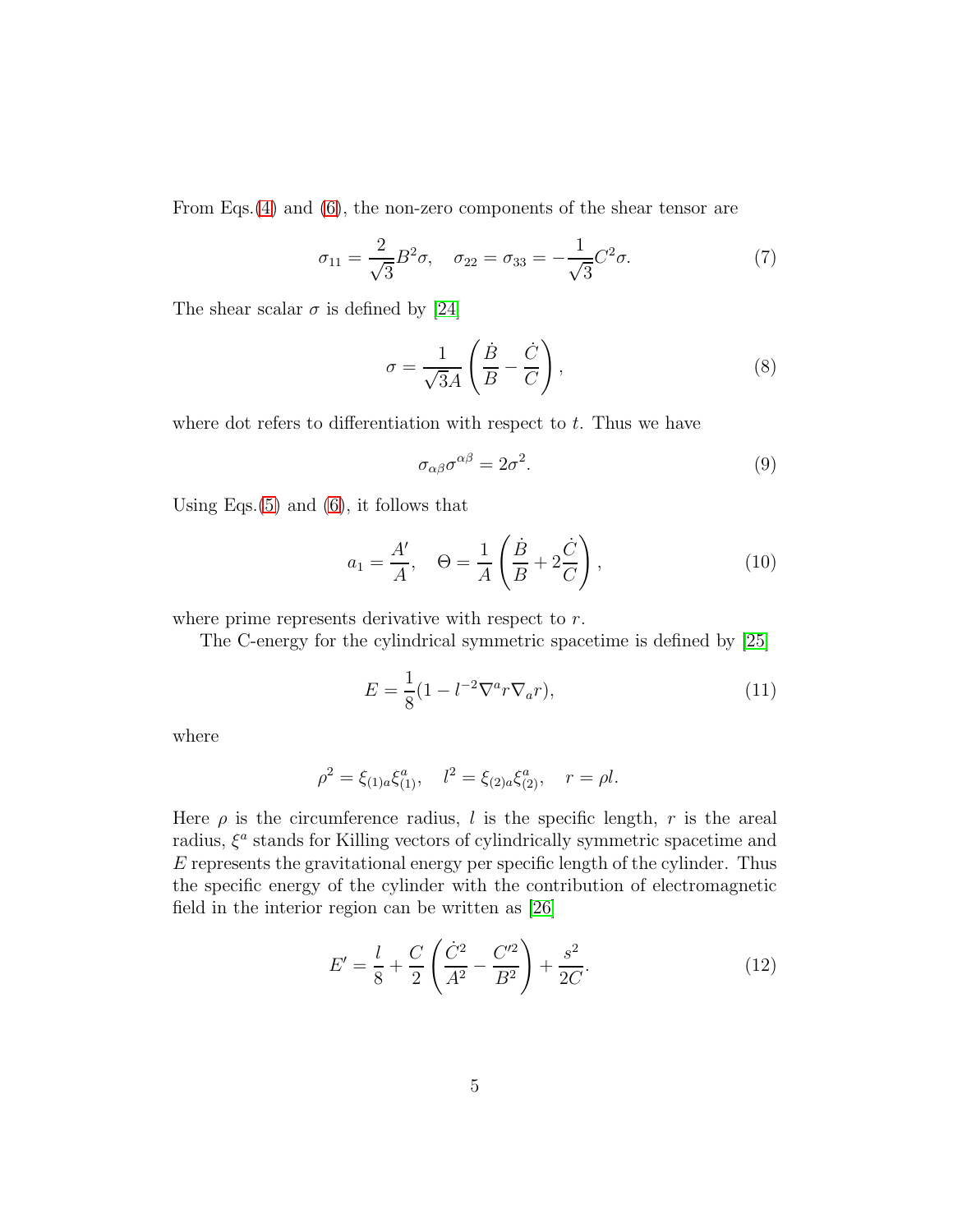From Eqs.(4) and (6), the non-zero components of the shear tensor are

$$\sigma_{11} = \frac{2}{\sqrt{3}} B^2 \sigma, \quad \sigma_{22} = \sigma_{33} = -\frac{1}{\sqrt{3}} C^2 \sigma. \tag{7}$$

The shear scalar $\sigma$ is defined by [24]

$$\sigma = \frac{1}{\sqrt{3}A}\left(\frac{\dot{B}}{B} - \frac{\dot{C}}{C}\right), \tag{8}$$

where dot refers to differentiation with respect to $t$. Thus we have

$$\sigma_{\alpha\beta}\sigma^{\alpha\beta} = 2\sigma^2. \tag{9}$$

Using Eqs.(5) and (6), it follows that

$$a_1 = \frac{A'}{A}, \quad \Theta = \frac{1}{A}\left(\frac{\dot{B}}{B} + 2\frac{\dot{C}}{C}\right), \tag{10}$$

where prime represents derivative with respect to $r$.

The C-energy for the cylindrical symmetric spacetime is defined by [25]

$$E = \frac{1}{8}(1 - l^{-2}\nabla^a r \nabla_a r), \tag{11}$$

where

$$\rho^2 = \xi_{(1)a}\xi^a_{(1)}, \quad l^2 = \xi_{(2)a}\xi^a_{(2)}, \quad r = \rho l.$$

Here $\rho$ is the circumference radius, $l$ is the specific length, $r$ is the areal radius, $\xi^a$ stands for Killing vectors of cylindrically symmetric spacetime and $E$ represents the gravitational energy per specific length of the cylinder. Thus the specific energy of the cylinder with the contribution of electromagnetic field in the interior region can be written as [26]

$$E' = \frac{l}{8} + \frac{C}{2}\left(\frac{\dot{C}^2}{A^2} - \frac{C'^2}{B^2}\right) + \frac{s^2}{2C}. \tag{12}$$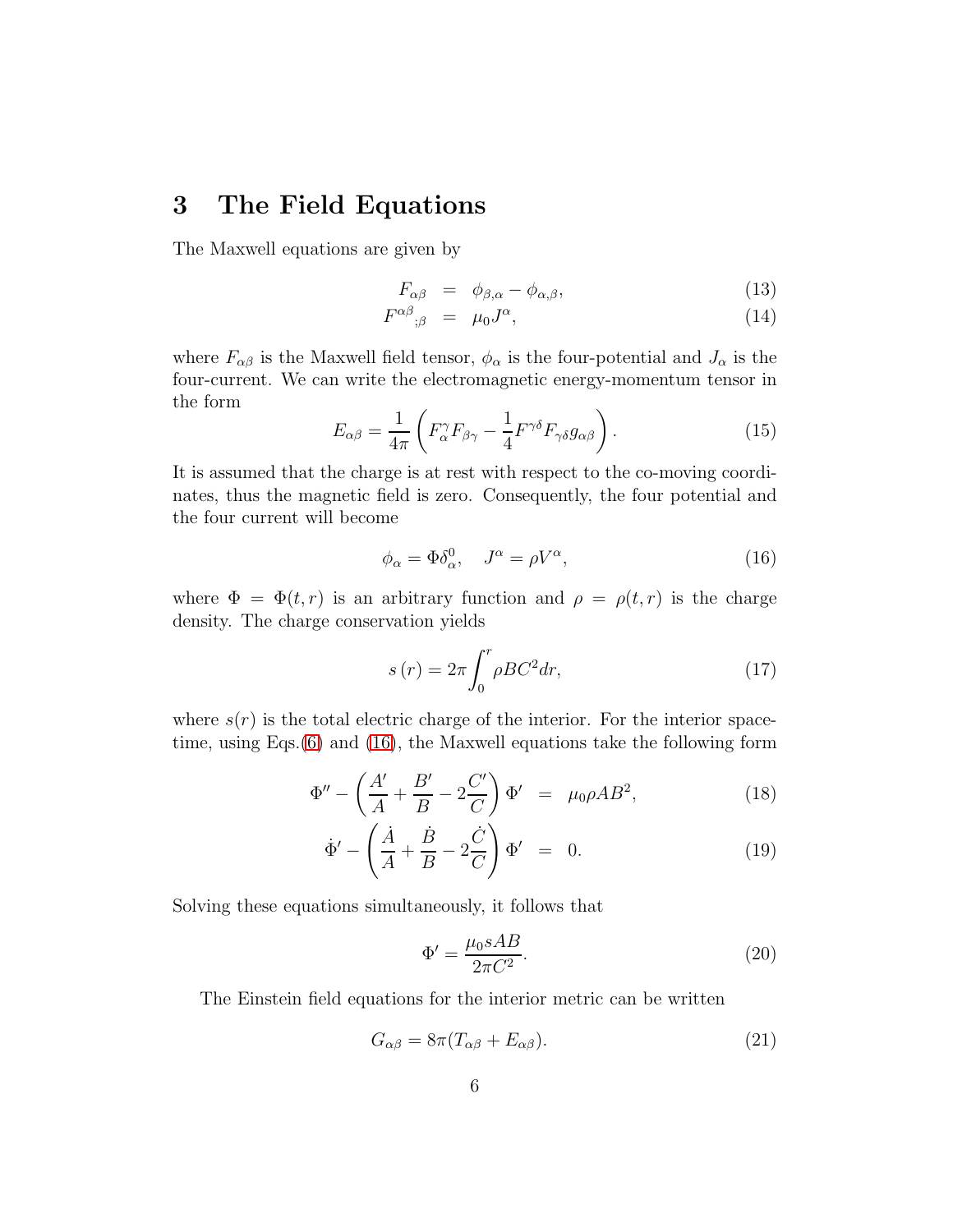## 3 The Field Equations

The Maxwell equations are given by

$$
\begin{aligned}
F_{\alpha\beta} &= \phi_{\beta,\alpha} - \phi_{\alpha,\beta}, &(13)\\
F^{\alpha\beta}{}_{;\beta} &= \mu_0 J^{\alpha}, &(14)
\end{aligned}
$$

where $F_{\alpha\beta}$ is the Maxwell field tensor, $\phi_\alpha$ is the four-potential and $J_\alpha$ is the four-current. We can write the electromagnetic energy-momentum tensor in the form

$$
E_{\alpha\beta} = \frac{1}{4\pi}\left(F_{\alpha}^{\gamma}F_{\beta\gamma} - \frac{1}{4}F^{\gamma\delta}F_{\gamma\delta}g_{\alpha\beta}\right). \tag{15}
$$

It is assumed that the charge is at rest with respect to the co-moving coordinates, thus the magnetic field is zero. Consequently, the four potential and the four current will become

$$
\phi_\alpha = \Phi\delta^0_\alpha, \quad J^\alpha = \rho V^\alpha, \tag{16}
$$

where $\Phi = \Phi(t, r)$ is an arbitrary function and $\rho = \rho(t, r)$ is the charge density. The charge conservation yields

$$
s(r) = 2\pi\int_0^r \rho B C^2 dr, \tag{17}
$$

where $s(r)$ is the total electric charge of the interior. For the interior spacetime, using Eqs.(6) and (16), the Maxwell equations take the following form

$$
\begin{aligned}
\Phi'' - \left(\frac{A'}{A} + \frac{B'}{B} - 2\frac{C'}{C}\right)\Phi' &= \mu_0 \rho A B^2, &(18)\\
\dot{\Phi}' - \left(\frac{\dot{A}}{A} + \frac{\dot{B}}{B} - 2\frac{\dot{C}}{C}\right)\Phi' &= 0. &(19)
\end{aligned}
$$

Solving these equations simultaneously, it follows that

$$
\Phi' = \frac{\mu_0 s A B}{2\pi C^2}. \tag{20}
$$

The Einstein field equations for the interior metric can be written

$$
G_{\alpha\beta} = 8\pi(T_{\alpha\beta} + E_{\alpha\beta}). \tag{21}
$$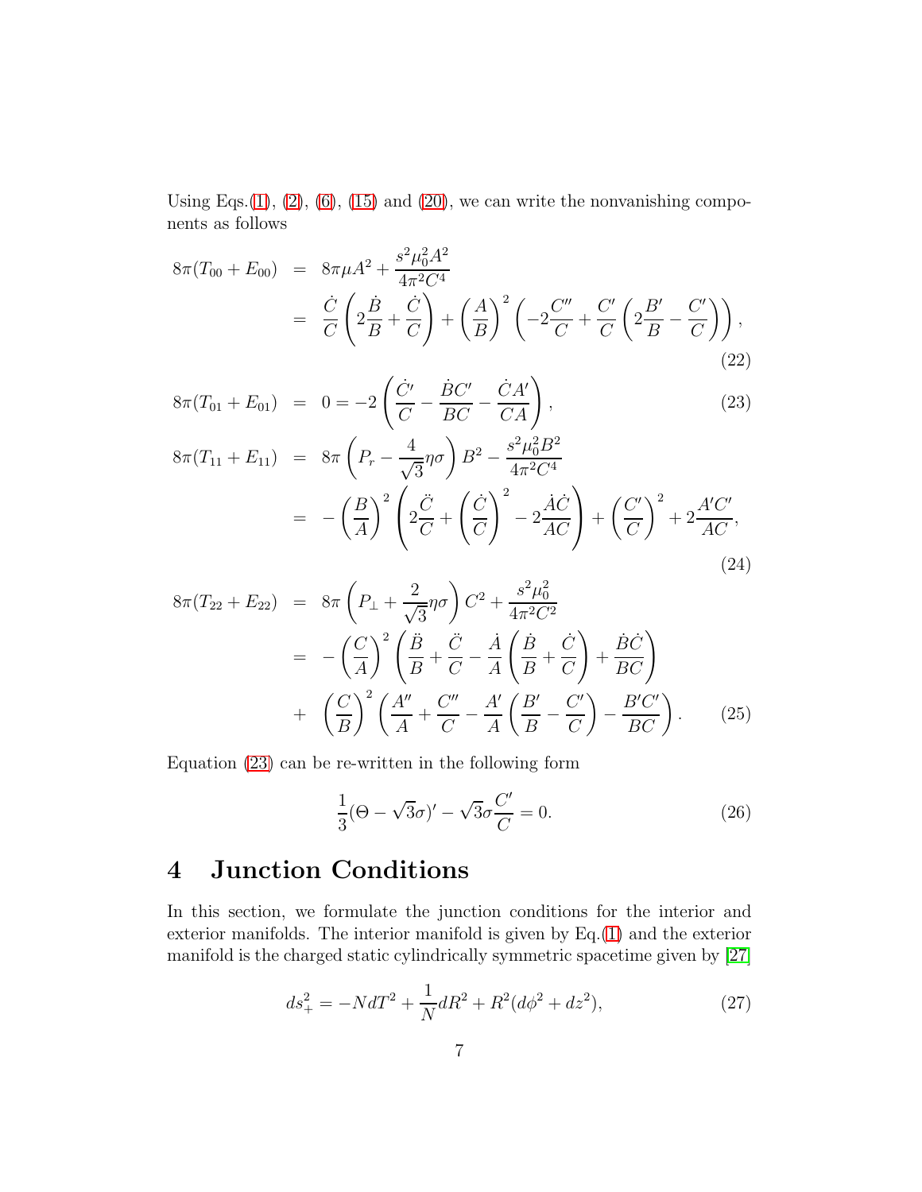Using Eqs.(1), (2), (6), (15) and (20), we can write the nonvanishing components as follows

$$
\begin{aligned}
8\pi(T_{00}+E_{00}) &= 8\pi\mu A^2+\frac{s^2\mu_0^2A^2}{4\pi^2C^4}\\
&= \frac{\dot{C}}{C}\left(2\frac{\dot{B}}{B}+\frac{\dot{C}}{C}\right)+\left(\frac{A}{B}\right)^2\left(-2\frac{C''}{C}+\frac{C'}{C}\left(2\frac{B'}{B}-\frac{C'}{C}\right)\right),
\end{aligned} \tag{22}
$$

$$
8\pi(T_{01}+E_{01}) = 0=-2\left(\frac{\dot{C}'}{C}-\frac{\dot{B}C'}{BC}-\frac{\dot{C}A'}{CA}\right), \tag{23}
$$

$$
\begin{aligned}
8\pi(T_{11}+E_{11}) &= 8\pi\left(P_r-\frac{4}{\sqrt{3}}\eta\sigma\right)B^2-\frac{s^2\mu_0^2B^2}{4\pi^2C^4}\\
&= -\left(\frac{B}{A}\right)^2\left(2\frac{\ddot{C}}{C}+\left(\frac{\dot{C}}{C}\right)^2-2\frac{\dot{A}\dot{C}}{AC}\right)+\left(\frac{C'}{C}\right)^2+2\frac{A'C'}{AC},
\end{aligned} \tag{24}
$$

$$
\begin{aligned}
8\pi(T_{22}+E_{22}) &= 8\pi\left(P_\perp+\frac{2}{\sqrt{3}}\eta\sigma\right)C^2+\frac{s^2\mu_0^2}{4\pi^2C^2}\\
&= -\left(\frac{C}{A}\right)^2\left(\frac{\ddot{B}}{B}+\frac{\ddot{C}}{C}-\frac{\dot{A}}{A}\left(\frac{\dot{B}}{B}+\frac{\dot{C}}{C}\right)+\frac{\dot{B}\dot{C}}{BC}\right)\\
&+ \left(\frac{C}{B}\right)^2\left(\frac{A''}{A}+\frac{C''}{C}-\frac{A'}{A}\left(\frac{B'}{B}-\frac{C'}{C}\right)-\frac{B'C'}{BC}\right).
\end{aligned} \tag{25}
$$

Equation (23) can be re-written in the following form

$$
\frac{1}{3}(\Theta-\sqrt{3}\sigma)'-\sqrt{3}\sigma\frac{C'}{C}=0. \tag{26}
$$

# 4 Junction Conditions

In this section, we formulate the junction conditions for the interior and exterior manifolds. The interior manifold is given by Eq.(1) and the exterior manifold is the charged static cylindrically symmetric spacetime given by [27]

$$
ds_+^2=-NdT^2+\frac{1}{N}dR^2+R^2(d\phi^2+dz^2), \tag{27}
$$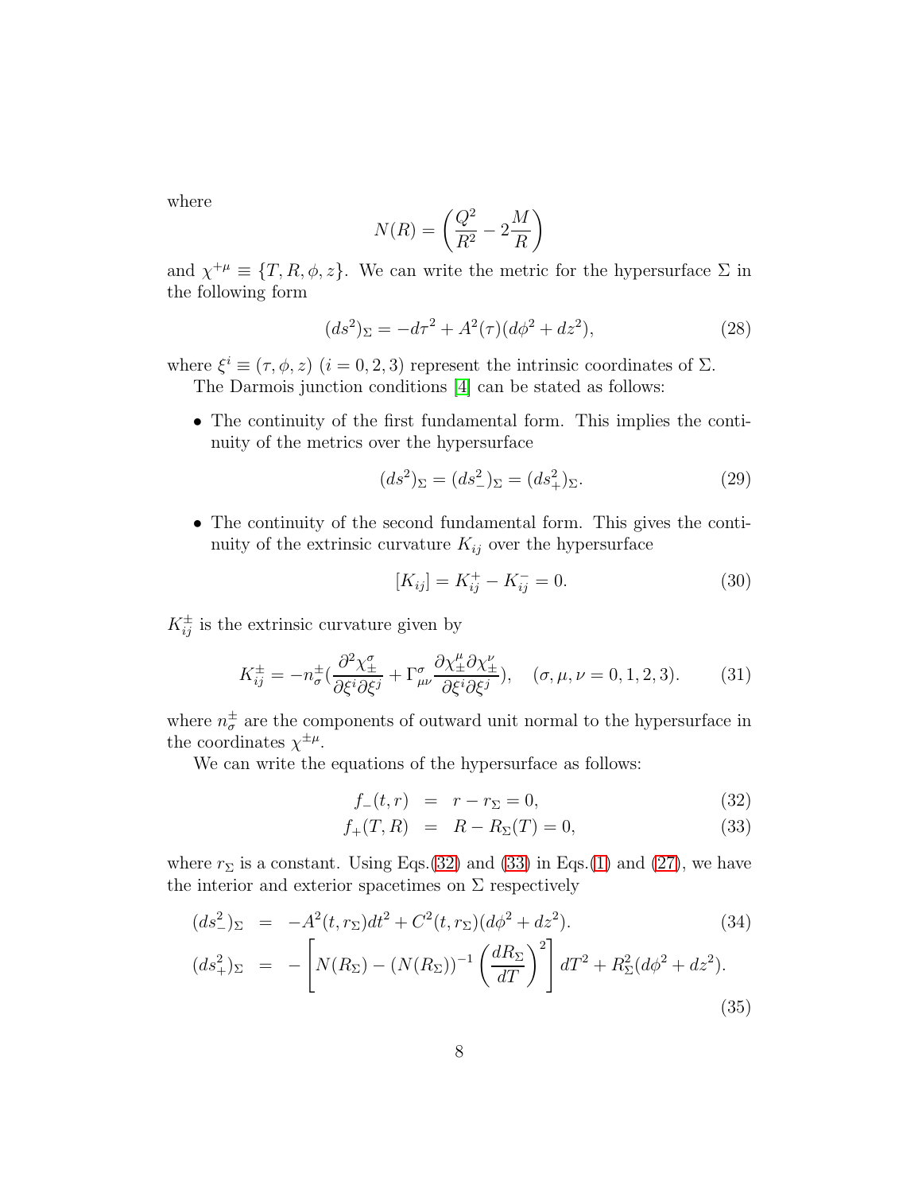where

$$N(R) = \left(\frac{Q^2}{R^2} - 2\frac{M}{R}\right)$$

and $\chi^{+\mu} \equiv \{T, R, \phi, z\}$. We can write the metric for the hypersurface $\Sigma$ in the following form

$$(ds^2)_\Sigma = -d\tau^2 + A^2(\tau)(d\phi^2 + dz^2), \tag{28}$$

where $\xi^i \equiv (\tau, \phi, z)$ $(i = 0, 2, 3)$ represent the intrinsic coordinates of $\Sigma$.

The Darmois junction conditions [4] can be stated as follows:

- The continuity of the first fundamental form. This implies the continuity of the metrics over the hypersurface

$$(ds^2)_\Sigma = (ds^2_-)_\Sigma = (ds^2_+)_\Sigma. \tag{29}$$

- The continuity of the second fundamental form. This gives the continuity of the extrinsic curvature $K_{ij}$ over the hypersurface

$$[K_{ij}] = K^+_{ij} - K^-_{ij} = 0. \tag{30}$$

$K^\pm_{ij}$ is the extrinsic curvature given by

$$K^\pm_{ij} = -n^\pm_\sigma\left(\frac{\partial^2 \chi^\sigma_\pm}{\partial\xi^i\partial\xi^j} + \Gamma^\sigma_{\mu\nu}\frac{\partial\chi^\mu_\pm\partial\chi^\nu_\pm}{\partial\xi^i\partial\xi^j}\right), \quad (\sigma, \mu, \nu = 0, 1, 2, 3). \tag{31}$$

where $n^\pm_\sigma$ are the components of outward unit normal to the hypersurface in the coordinates $\chi^{\pm\mu}$.

We can write the equations of the hypersurface as follows:

$$f_-(t, r) = r - r_\Sigma = 0, \tag{32}$$

$$f_+(T, R) = R - R_\Sigma(T) = 0, \tag{33}$$

where $r_\Sigma$ is a constant. Using Eqs.(32) and (33) in Eqs.(1) and (27), we have the interior and exterior spacetimes on $\Sigma$ respectively

$$(ds^2_-)_\Sigma = -A^2(t, r_\Sigma)dt^2 + C^2(t, r_\Sigma)(d\phi^2 + dz^2). \tag{34}$$

$$(ds^2_+)_\Sigma = -\left[N(R_\Sigma) - (N(R_\Sigma))^{-1}\left(\frac{dR_\Sigma}{dT}\right)^2\right]dT^2 + R^2_\Sigma(d\phi^2 + dz^2). \tag{35}$$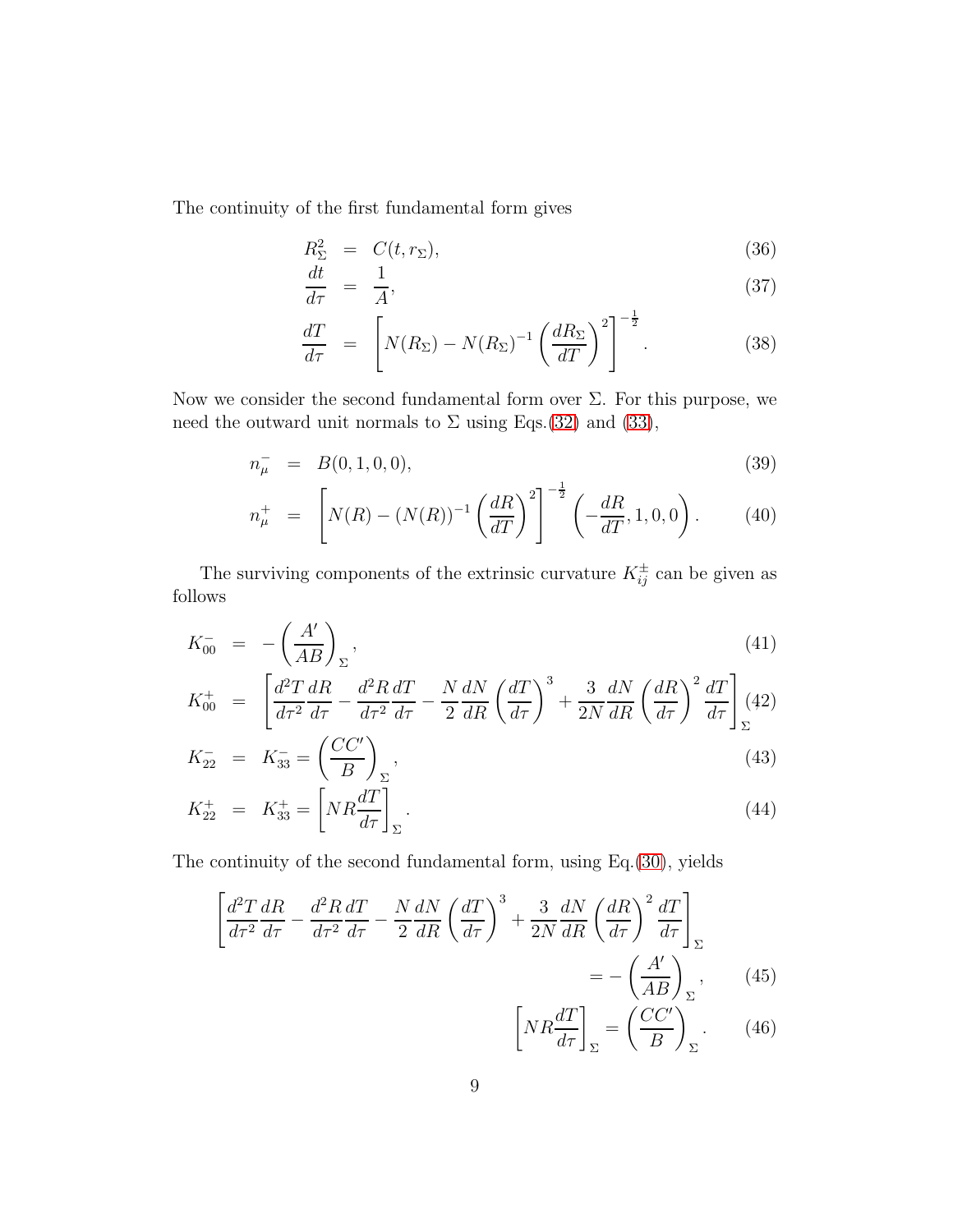The continuity of the first fundamental form gives

$$R_{\Sigma}^{2} = C(t, r_{\Sigma}), \tag{36}$$

$$\frac{dt}{d\tau} = \frac{1}{A}, \tag{37}$$

$$\frac{dT}{d\tau} = \left[N(R_{\Sigma}) - N(R_{\Sigma})^{-1}\left(\frac{dR_{\Sigma}}{dT}\right)^{2}\right]^{-\frac{1}{2}}. \tag{38}$$

Now we consider the second fundamental form over $\Sigma$. For this purpose, we need the outward unit normals to $\Sigma$ using Eqs.(32) and (33),

$$n_{\mu}^{-} = B(0, 1, 0, 0), \tag{39}$$

$$n_{\mu}^{+} = \left[N(R) - (N(R))^{-1}\left(\frac{dR}{dT}\right)^{2}\right]^{-\frac{1}{2}}\left(-\frac{dR}{dT}, 1, 0, 0\right). \tag{40}$$

The surviving components of the extrinsic curvature $K_{ij}^{\pm}$ can be given as follows

$$K_{00}^{-} = -\left(\frac{A'}{AB}\right)_{\Sigma}, \tag{41}$$

$$K_{00}^{+} = \left[\frac{d^{2}T}{d\tau^{2}}\frac{dR}{d\tau} - \frac{d^{2}R}{d\tau^{2}}\frac{dT}{d\tau} - \frac{N}{2}\frac{dN}{dR}\left(\frac{dT}{d\tau}\right)^{3} + \frac{3}{2N}\frac{dN}{dR}\left(\frac{dR}{d\tau}\right)^{2}\frac{dT}{d\tau}\right]_{\Sigma} \tag{42}$$

$$K_{22}^{-} = K_{33}^{-} = \left(\frac{CC'}{B}\right)_{\Sigma}, \tag{43}$$

$$K_{22}^{+} = K_{33}^{+} = \left[NR\frac{dT}{d\tau}\right]_{\Sigma}. \tag{44}$$

The continuity of the second fundamental form, using Eq.(30), yields

$$\left[\frac{d^{2}T}{d\tau^{2}}\frac{dR}{d\tau} - \frac{d^{2}R}{d\tau^{2}}\frac{dT}{d\tau} - \frac{N}{2}\frac{dN}{dR}\left(\frac{dT}{d\tau}\right)^{3} + \frac{3}{2N}\frac{dN}{dR}\left(\frac{dR}{d\tau}\right)^{2}\frac{dT}{d\tau}\right]_{\Sigma} = -\left(\frac{A'}{AB}\right)_{\Sigma}, \tag{45}$$

$$\left[NR\frac{dT}{d\tau}\right]_{\Sigma} = \left(\frac{CC'}{B}\right)_{\Sigma}. \tag{46}$$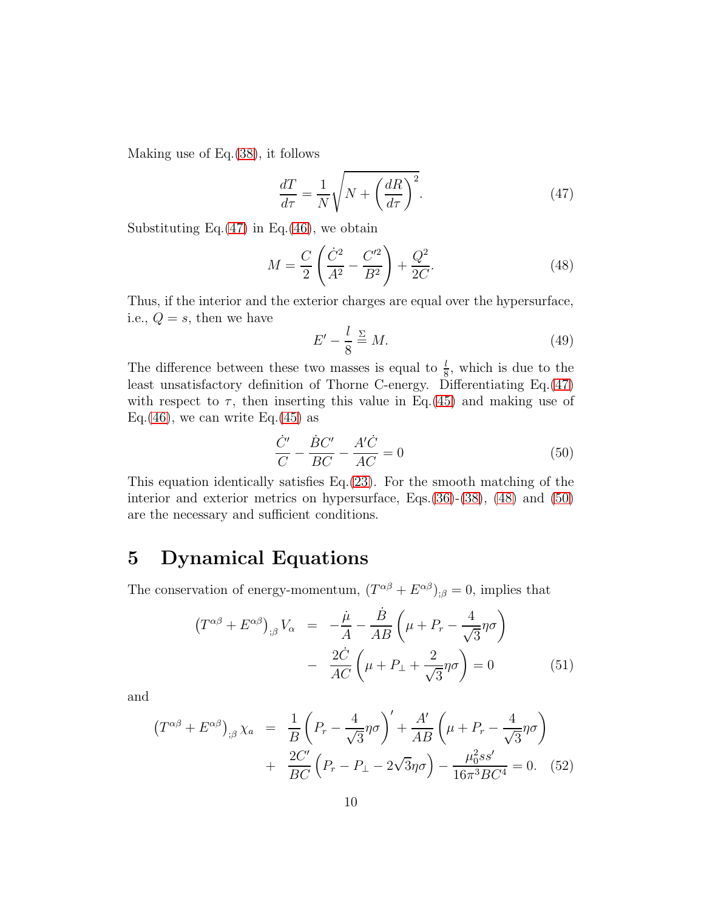Making use of Eq.(38), it follows

$$\frac{dT}{d\tau}=\frac{1}{N}\sqrt{N+\left(\frac{dR}{d\tau}\right)^2}. \tag{47}$$

Substituting Eq.(47) in Eq.(46), we obtain

$$M=\frac{C}{2}\left(\frac{\dot{C}^2}{A^2}-\frac{C'^2}{B^2}\right)+\frac{Q^2}{2C}. \tag{48}$$

Thus, if the interior and the exterior charges are equal over the hypersurface, i.e., $Q=s$, then we have

$$E'-\frac{l}{8}\overset{\Sigma}{=}M. \tag{49}$$

The difference between these two masses is equal to $\frac{l}{8}$, which is due to the least unsatisfactory definition of Thorne C-energy. Differentiating Eq.(47) with respect to $\tau$, then inserting this value in Eq.(45) and making use of Eq.(46), we can write Eq.(45) as

$$\frac{\dot{C}'}{C}-\frac{\dot{B}C'}{BC}-\frac{A'\dot{C}}{AC}=0 \tag{50}$$

This equation identically satisfies Eq.(23). For the smooth matching of the interior and exterior metrics on hypersurface, Eqs.(36)-(38), (48) and (50) are the necessary and sufficient conditions.

# 5 Dynamical Equations

The conservation of energy-momentum, $(T^{\alpha\beta}+E^{\alpha\beta})_{;\beta}=0$, implies that

$$\begin{aligned}\left(T^{\alpha\beta}+E^{\alpha\beta}\right)_{;\beta}V_{\alpha} &= -\frac{\dot{\mu}}{A}-\frac{\dot{B}}{AB}\left(\mu+P_r-\frac{4}{\sqrt{3}}\eta\sigma\right)\\ &- \frac{2\dot{C}}{AC}\left(\mu+P_{\perp}+\frac{2}{\sqrt{3}}\eta\sigma\right)=0\end{aligned} \tag{51}$$

and

$$\begin{aligned}\left(T^{\alpha\beta}+E^{\alpha\beta}\right)_{;\beta}\chi_{a} &= \frac{1}{B}\left(P_r-\frac{4}{\sqrt{3}}\eta\sigma\right)'+\frac{A'}{AB}\left(\mu+P_r-\frac{4}{\sqrt{3}}\eta\sigma\right)\\ &+ \frac{2C'}{BC}\left(P_r-P_{\perp}-2\sqrt{3}\eta\sigma\right)-\frac{\mu_0^2ss'}{16\pi^3BC^4}=0.\end{aligned} \tag{52}$$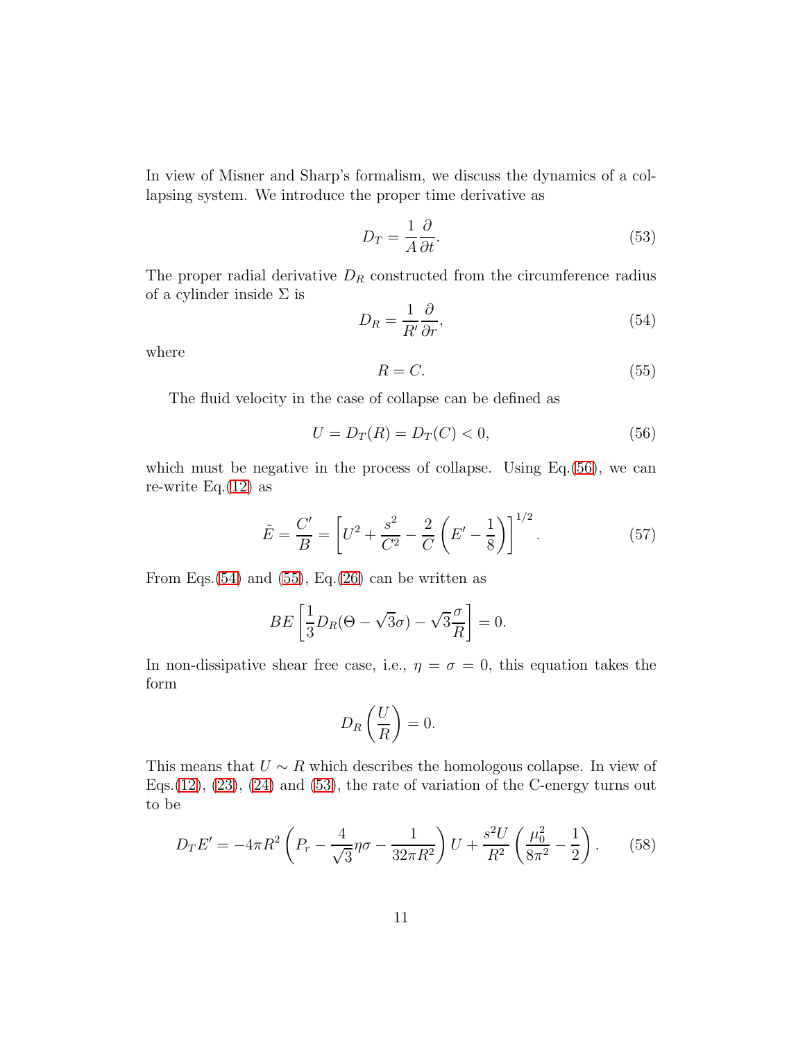In view of Misner and Sharp's formalism, we discuss the dynamics of a collapsing system. We introduce the proper time derivative as

$$D_T = \frac{1}{A}\frac{\partial}{\partial t}. \tag{53}$$

The proper radial derivative $D_R$ constructed from the circumference radius of a cylinder inside $\Sigma$ is

$$D_R = \frac{1}{R'}\frac{\partial}{\partial r}, \tag{54}$$

where

$$R = C. \tag{55}$$

The fluid velocity in the case of collapse can be defined as

$$U = D_T(R) = D_T(C) < 0, \tag{56}$$

which must be negative in the process of collapse. Using Eq.(56), we can re-write Eq.(12) as

$$\tilde{E} = \frac{C'}{B} = \left[U^2 + \frac{s^2}{C^2} - \frac{2}{C}\left(E' - \frac{1}{8}\right)\right]^{1/2}. \tag{57}$$

From Eqs.(54) and (55), Eq.(26) can be written as

$$BE\left[\frac{1}{3}D_R(\Theta - \sqrt{3}\sigma) - \sqrt{3}\frac{\sigma}{R}\right] = 0.$$

In non-dissipative shear free case, i.e., $\eta = \sigma = 0$, this equation takes the form

$$D_R\left(\frac{U}{R}\right) = 0.$$

This means that $U \sim R$ which describes the homologous collapse. In view of Eqs.(12), (23), (24) and (53), the rate of variation of the C-energy turns out to be

$$D_T E' = -4\pi R^2\left(P_r - \frac{4}{\sqrt{3}}\eta\sigma - \frac{1}{32\pi R^2}\right)U + \frac{s^2 U}{R^2}\left(\frac{\mu_0^2}{8\pi^2} - \frac{1}{2}\right). \tag{58}$$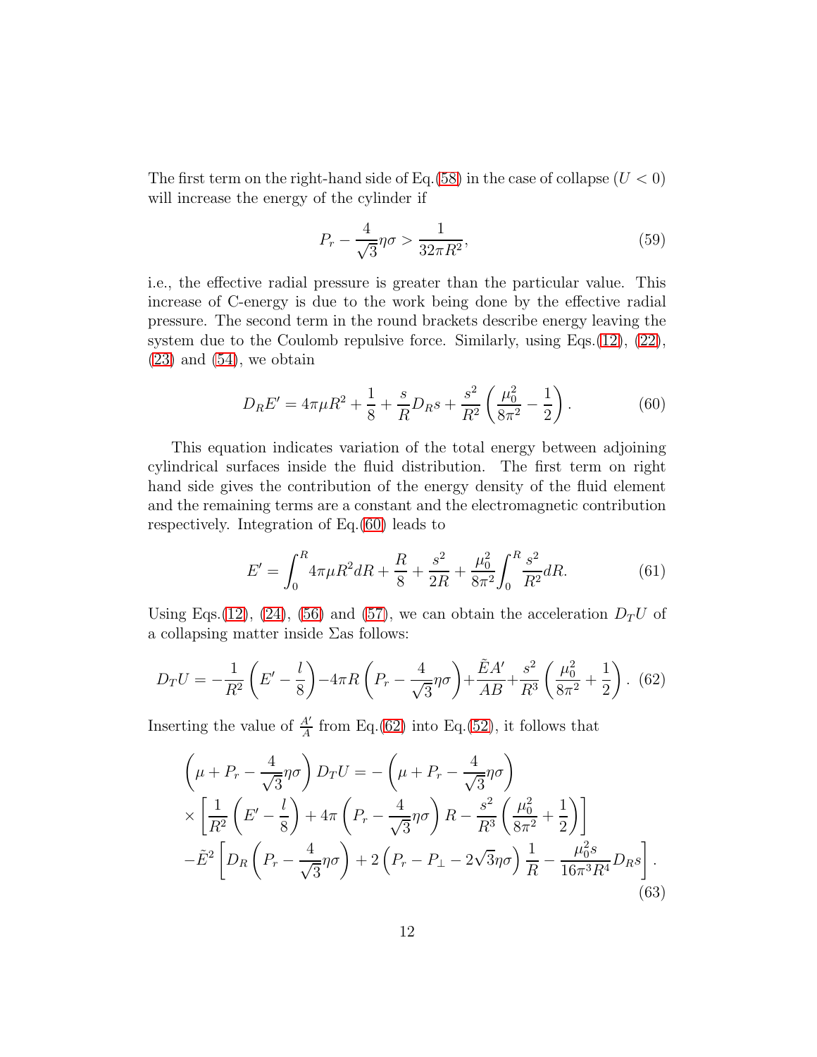The first term on the right-hand side of Eq.(58) in the case of collapse ($U < 0$) will increase the energy of the cylinder if

$$P_r - \frac{4}{\sqrt{3}}\eta\sigma > \frac{1}{32\pi R^2}, \tag{59}$$

i.e., the effective radial pressure is greater than the particular value. This increase of C-energy is due to the work being done by the effective radial pressure. The second term in the round brackets describe energy leaving the system due to the Coulomb repulsive force. Similarly, using Eqs.(12), (22), (23) and (54), we obtain

$$D_R E' = 4\pi\mu R^2 + \frac{1}{8} + \frac{s}{R}D_R s + \frac{s^2}{R^2}\left(\frac{\mu_0^2}{8\pi^2} - \frac{1}{2}\right). \tag{60}$$

This equation indicates variation of the total energy between adjoining cylindrical surfaces inside the fluid distribution. The first term on right hand side gives the contribution of the energy density of the fluid element and the remaining terms are a constant and the electromagnetic contribution respectively. Integration of Eq.(60) leads to

$$E' = \int_0^R 4\pi\mu R^2 dR + \frac{R}{8} + \frac{s^2}{2R} + \frac{\mu_0^2}{8\pi^2}\int_0^R \frac{s^2}{R^2} dR. \tag{61}$$

Using Eqs.(12), (24), (56) and (57), we can obtain the acceleration $D_T U$ of a collapsing matter inside $\Sigma$as follows:

$$D_T U = -\frac{1}{R^2}\left(E' - \frac{l}{8}\right) - 4\pi R\left(P_r - \frac{4}{\sqrt{3}}\eta\sigma\right) + \frac{\tilde{E}A'}{AB} + \frac{s^2}{R^3}\left(\frac{\mu_0^2}{8\pi^2} + \frac{1}{2}\right). \tag{62}$$

Inserting the value of $\frac{A'}{A}$ from Eq.(62) into Eq.(52), it follows that

$$\begin{aligned}
&\left(\mu + P_r - \frac{4}{\sqrt{3}}\eta\sigma\right) D_T U = -\left(\mu + P_r - \frac{4}{\sqrt{3}}\eta\sigma\right) \\
&\times \left[\frac{1}{R^2}\left(E' - \frac{l}{8}\right) + 4\pi\left(P_r - \frac{4}{\sqrt{3}}\eta\sigma\right) R - \frac{s^2}{R^3}\left(\frac{\mu_0^2}{8\pi^2} + \frac{1}{2}\right)\right] \\
&- \tilde{E}^2\left[D_R\left(P_r - \frac{4}{\sqrt{3}}\eta\sigma\right) + 2\left(P_r - P_\perp - 2\sqrt{3}\eta\sigma\right)\frac{1}{R} - \frac{\mu_0^2 s}{16\pi^3 R^4} D_R s\right].
\end{aligned} \tag{63}$$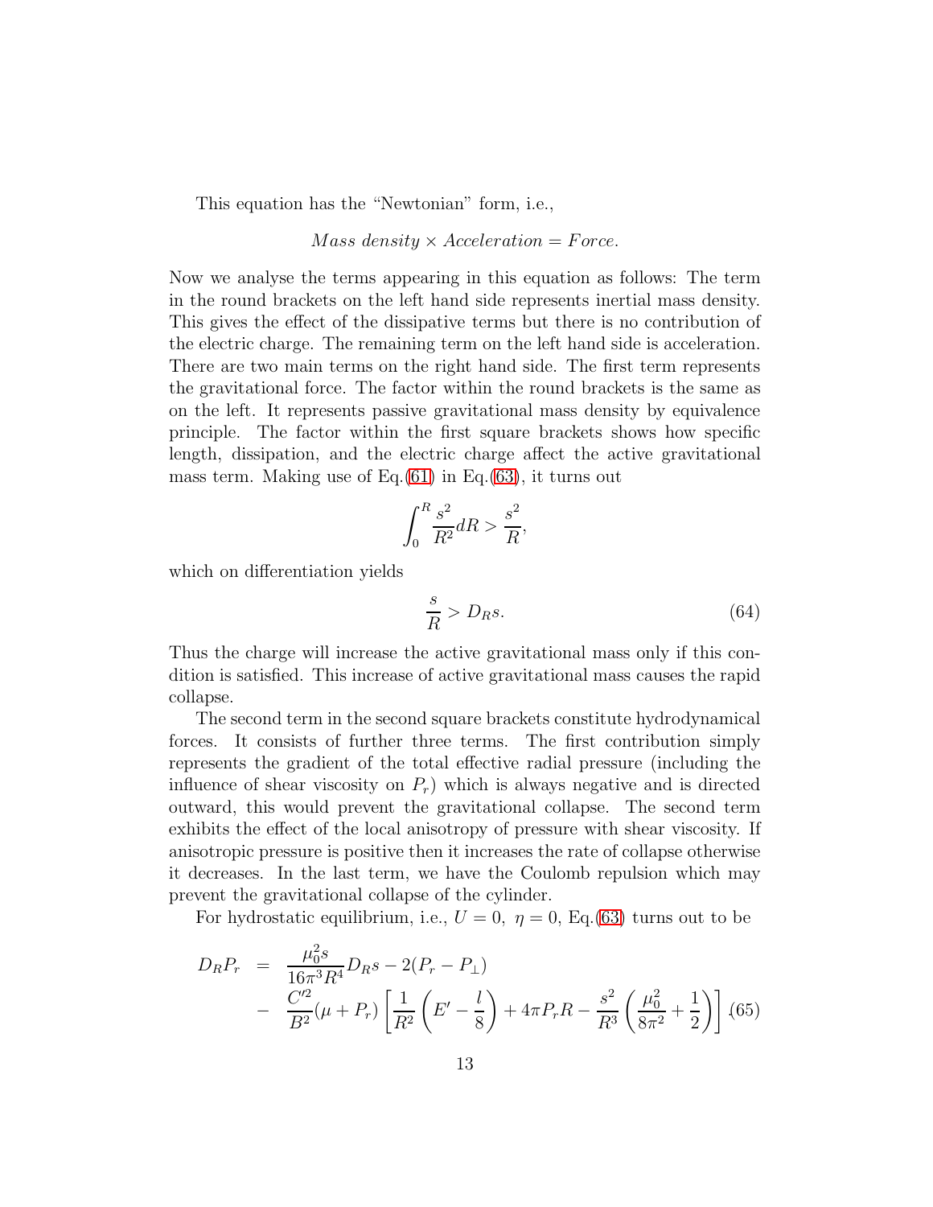This equation has the "Newtonian" form, i.e.,

$$Mass\ density \times Acceleration = Force.$$

Now we analyse the terms appearing in this equation as follows: The term in the round brackets on the left hand side represents inertial mass density. This gives the effect of the dissipative terms but there is no contribution of the electric charge. The remaining term on the left hand side is acceleration. There are two main terms on the right hand side. The first term represents the gravitational force. The factor within the round brackets is the same as on the left. It represents passive gravitational mass density by equivalence principle. The factor within the first square brackets shows how specific length, dissipation, and the electric charge affect the active gravitational mass term. Making use of Eq.(61) in Eq.(63), it turns out

$$\int_0^R \frac{s^2}{R^2} dR > \frac{s^2}{R},$$

which on differentiation yields

$$\frac{s}{R} > D_R s. \tag{64}$$

Thus the charge will increase the active gravitational mass only if this condition is satisfied. This increase of active gravitational mass causes the rapid collapse.

The second term in the second square brackets constitute hydrodynamical forces. It consists of further three terms. The first contribution simply represents the gradient of the total effective radial pressure (including the influence of shear viscosity on $P_r$) which is always negative and is directed outward, this would prevent the gravitational collapse. The second term exhibits the effect of the local anisotropy of pressure with shear viscosity. If anisotropic pressure is positive then it increases the rate of collapse otherwise it decreases. In the last term, we have the Coulomb repulsion which may prevent the gravitational collapse of the cylinder.

For hydrostatic equilibrium, i.e., $U = 0,\ \eta = 0$, Eq.(63) turns out to be

$$\begin{aligned} D_R P_r &= \frac{\mu_0^2 s}{16\pi^3 R^4} D_R s - 2(P_r - P_\perp) \\ &- \frac{C'^2}{B^2}(\mu + P_r)\left[\frac{1}{R^2}\left(E' - \frac{l}{8}\right) + 4\pi P_r R - \frac{s^2}{R^3}\left(\frac{\mu_0^2}{8\pi^2} + \frac{1}{2}\right)\right]. \end{aligned} \tag{65}$$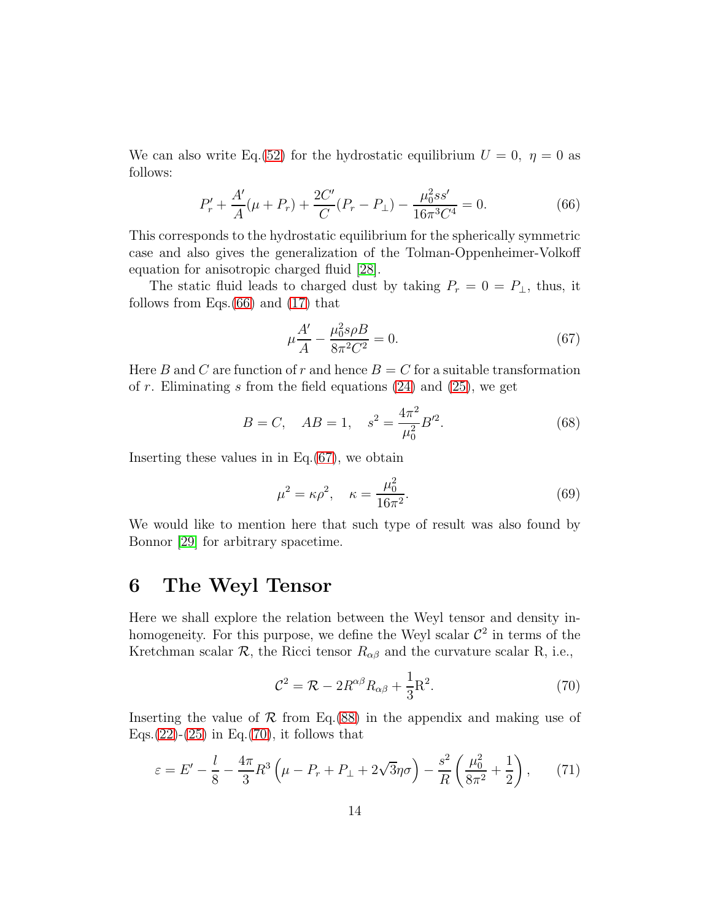We can also write Eq.(52) for the hydrostatic equilibrium $U = 0,\ \eta = 0$ as follows:

$$P_r' + \frac{A'}{A}(\mu + P_r) + \frac{2C'}{C}(P_r - P_\perp) - \frac{\mu_0^2 s s'}{16\pi^3 C^4} = 0. \tag{66}$$

This corresponds to the hydrostatic equilibrium for the spherically symmetric case and also gives the generalization of the Tolman-Oppenheimer-Volkoff equation for anisotropic charged fluid [28].

The static fluid leads to charged dust by taking $P_r = 0 = P_\perp$, thus, it follows from Eqs.(66) and (17) that

$$\mu\frac{A'}{A} - \frac{\mu_0^2 s\rho B}{8\pi^2 C^2} = 0. \tag{67}$$

Here $B$ and $C$ are function of $r$ and hence $B = C$ for a suitable transformation of $r$. Eliminating $s$ from the field equations (24) and (25), we get

$$B = C, \quad AB = 1, \quad s^2 = \frac{4\pi^2}{\mu_0^2}B'^2. \tag{68}$$

Inserting these values in in Eq.(67), we obtain

$$\mu^2 = \kappa\rho^2, \quad \kappa = \frac{\mu_0^2}{16\pi^2}. \tag{69}$$

We would like to mention here that such type of result was also found by Bonnor [29] for arbitrary spacetime.

# 6 The Weyl Tensor

Here we shall explore the relation between the Weyl tensor and density inhomogeneity. For this purpose, we define the Weyl scalar $\mathcal{C}^2$ in terms of the Kretchman scalar $\mathcal{R}$, the Ricci tensor $R_{\alpha\beta}$ and the curvature scalar R, i.e.,

$$\mathcal{C}^2 = \mathcal{R} - 2R^{\alpha\beta}R_{\alpha\beta} + \frac{1}{3}\mathrm{R}^2. \tag{70}$$

Inserting the value of $\mathcal{R}$ from Eq.(88) in the appendix and making use of Eqs.(22)-(25) in Eq.(70), it follows that

$$\varepsilon = E' - \frac{l}{8} - \frac{4\pi}{3}R^3\left(\mu - P_r + P_\perp + 2\sqrt{3}\eta\sigma\right) - \frac{s^2}{R}\left(\frac{\mu_0^2}{8\pi^2} + \frac{1}{2}\right), \tag{71}$$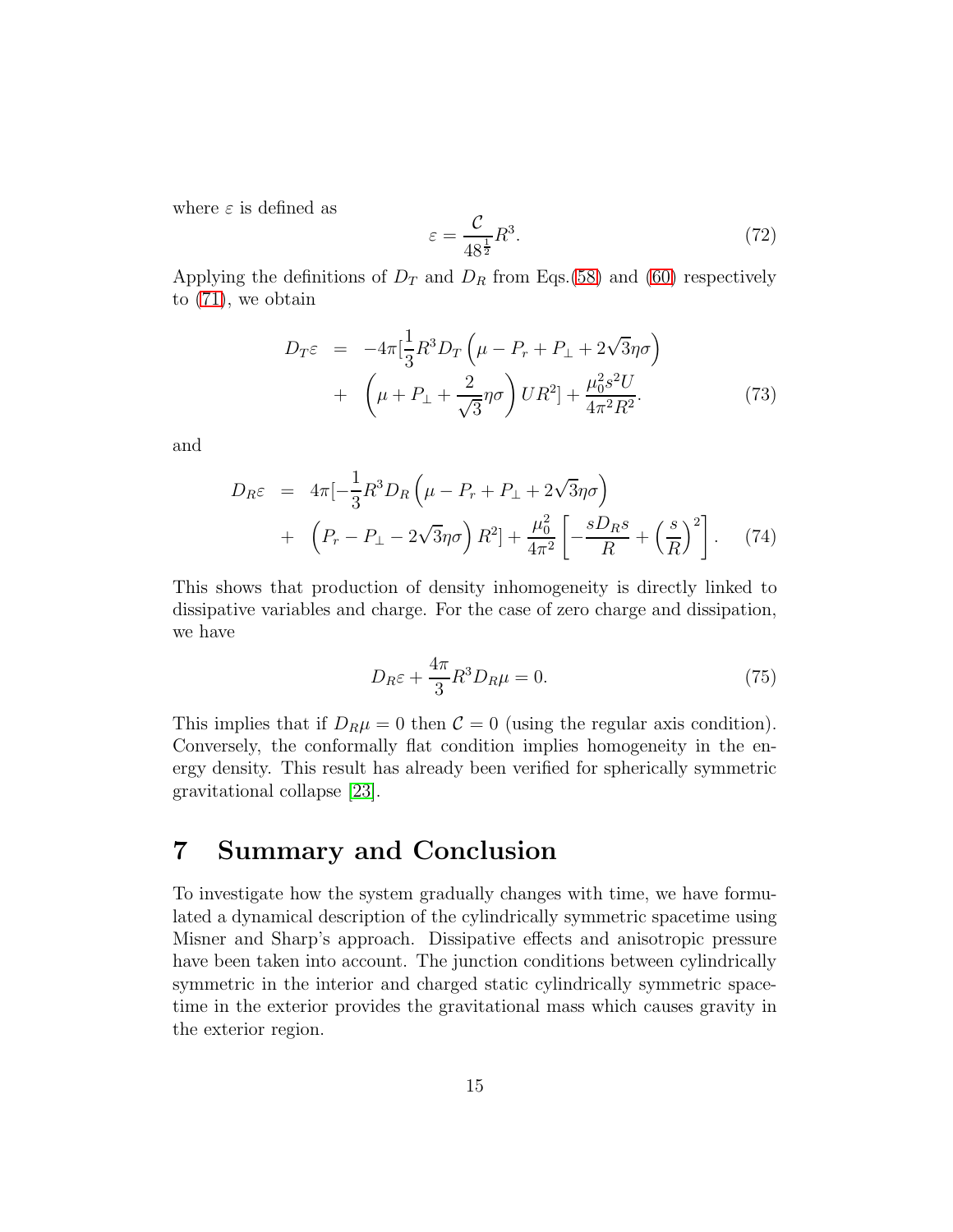where $\varepsilon$ is defined as

$$\varepsilon = \frac{\mathcal{C}}{48^{\frac{1}{2}}} R^3. \tag{72}$$

Applying the definitions of $D_T$ and $D_R$ from Eqs.(58) and (60) respectively to (71), we obtain

$$\begin{aligned} D_T \varepsilon &= -4\pi [\frac{1}{3} R^3 D_T \left( \mu - P_r + P_\perp + 2\sqrt{3}\eta\sigma \right) \\ &+ \left( \mu + P_\perp + \frac{2}{\sqrt{3}}\eta\sigma \right) U R^2] + \frac{\mu_0^2 s^2 U}{4\pi^2 R^2}. \end{aligned} \tag{73}$$

and

$$\begin{aligned} D_R \varepsilon &= 4\pi [-\frac{1}{3} R^3 D_R \left( \mu - P_r + P_\perp + 2\sqrt{3}\eta\sigma \right) \\ &+ \left( P_r - P_\perp - 2\sqrt{3}\eta\sigma \right) R^2] + \frac{\mu_0^2}{4\pi^2} \left[ -\frac{s D_R s}{R} + \left( \frac{s}{R} \right)^2 \right]. \end{aligned} \tag{74}$$

This shows that production of density inhomogeneity is directly linked to dissipative variables and charge. For the case of zero charge and dissipation, we have

$$D_R \varepsilon + \frac{4\pi}{3} R^3 D_R \mu = 0. \tag{75}$$

This implies that if $D_R \mu = 0$ then $\mathcal{C} = 0$ (using the regular axis condition). Conversely, the conformally flat condition implies homogeneity in the energy density. This result has already been verified for spherically symmetric gravitational collapse [23].

# 7 Summary and Conclusion

To investigate how the system gradually changes with time, we have formulated a dynamical description of the cylindrically symmetric spacetime using Misner and Sharp's approach. Dissipative effects and anisotropic pressure have been taken into account. The junction conditions between cylindrically symmetric in the interior and charged static cylindrically symmetric spacetime in the exterior provides the gravitational mass which causes gravity in the exterior region.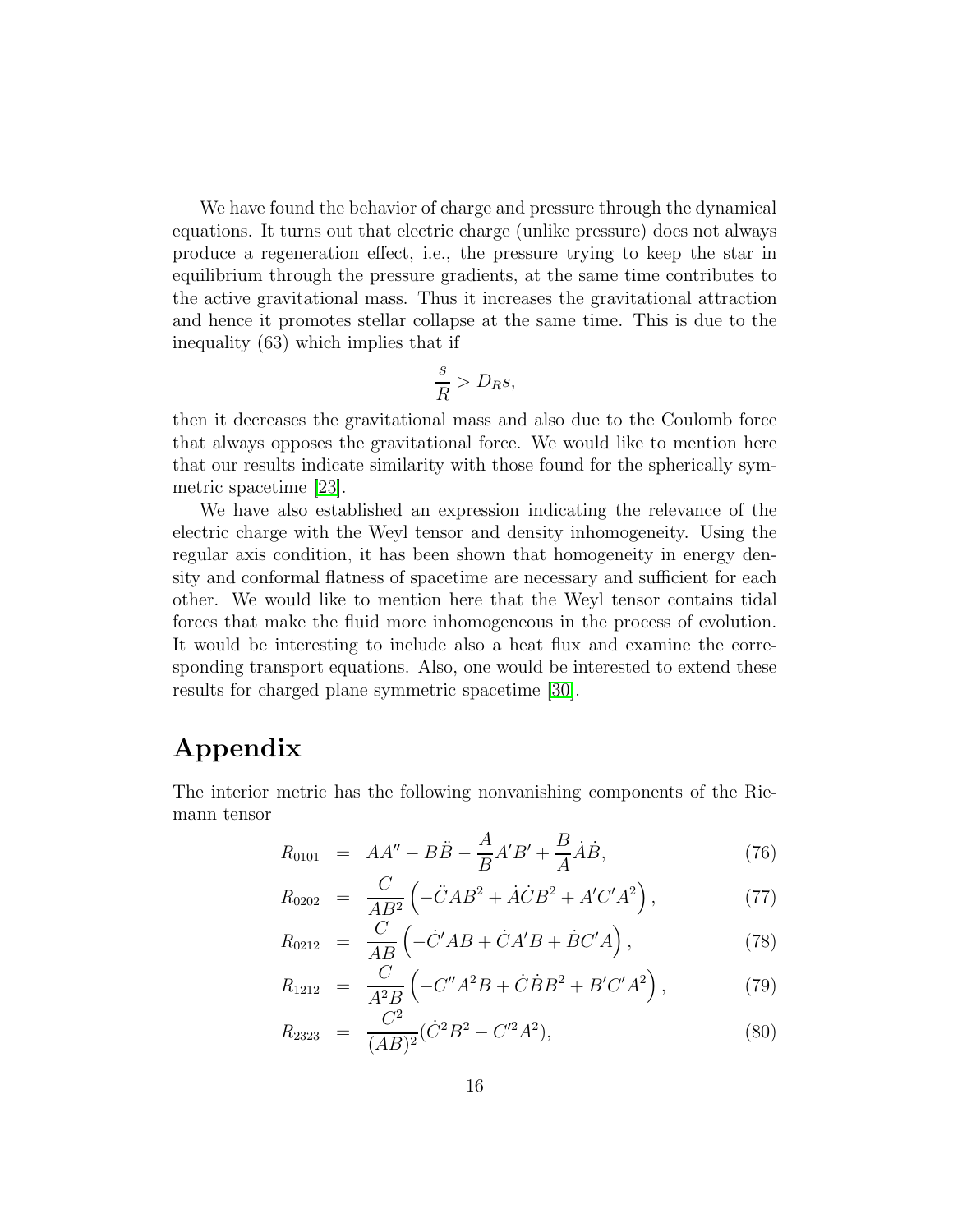We have found the behavior of charge and pressure through the dynamical equations. It turns out that electric charge (unlike pressure) does not always produce a regeneration effect, i.e., the pressure trying to keep the star in equilibrium through the pressure gradients, at the same time contributes to the active gravitational mass. Thus it increases the gravitational attraction and hence it promotes stellar collapse at the same time. This is due to the inequality (63) which implies that if

$$\frac{s}{R} > D_R s,$$

then it decreases the gravitational mass and also due to the Coulomb force that always opposes the gravitational force. We would like to mention here that our results indicate similarity with those found for the spherically symmetric spacetime [23].

We have also established an expression indicating the relevance of the electric charge with the Weyl tensor and density inhomogeneity. Using the regular axis condition, it has been shown that homogeneity in energy density and conformal flatness of spacetime are necessary and sufficient for each other. We would like to mention here that the Weyl tensor contains tidal forces that make the fluid more inhomogeneous in the process of evolution. It would be interesting to include also a heat flux and examine the corresponding transport equations. Also, one would be interested to extend these results for charged plane symmetric spacetime [30].

# Appendix

The interior metric has the following nonvanishing components of the Riemann tensor

$$R_{0101} = AA'' - B\ddot{B} - \frac{A}{B}A'B' + \frac{B}{A}\dot{A}\dot{B}, \tag{76}$$

$$R_{0202} = \frac{C}{AB^2}\left(-\ddot{C}AB^2 + \dot{A}\dot{C}B^2 + A'C'A^2\right), \tag{77}$$

$$R_{0212} = \frac{C}{AB}\left(-\dot{C}'AB + \dot{C}A'B + \dot{B}C'A\right), \tag{78}$$

$$R_{1212} = \frac{C}{A^2B}\left(-C''A^2B + \dot{C}\dot{B}B^2 + B'C'A^2\right), \tag{79}$$

$$R_{2323} = \frac{C^2}{(AB)^2}(\dot{C}^2B^2 - C'^2A^2), \tag{80}$$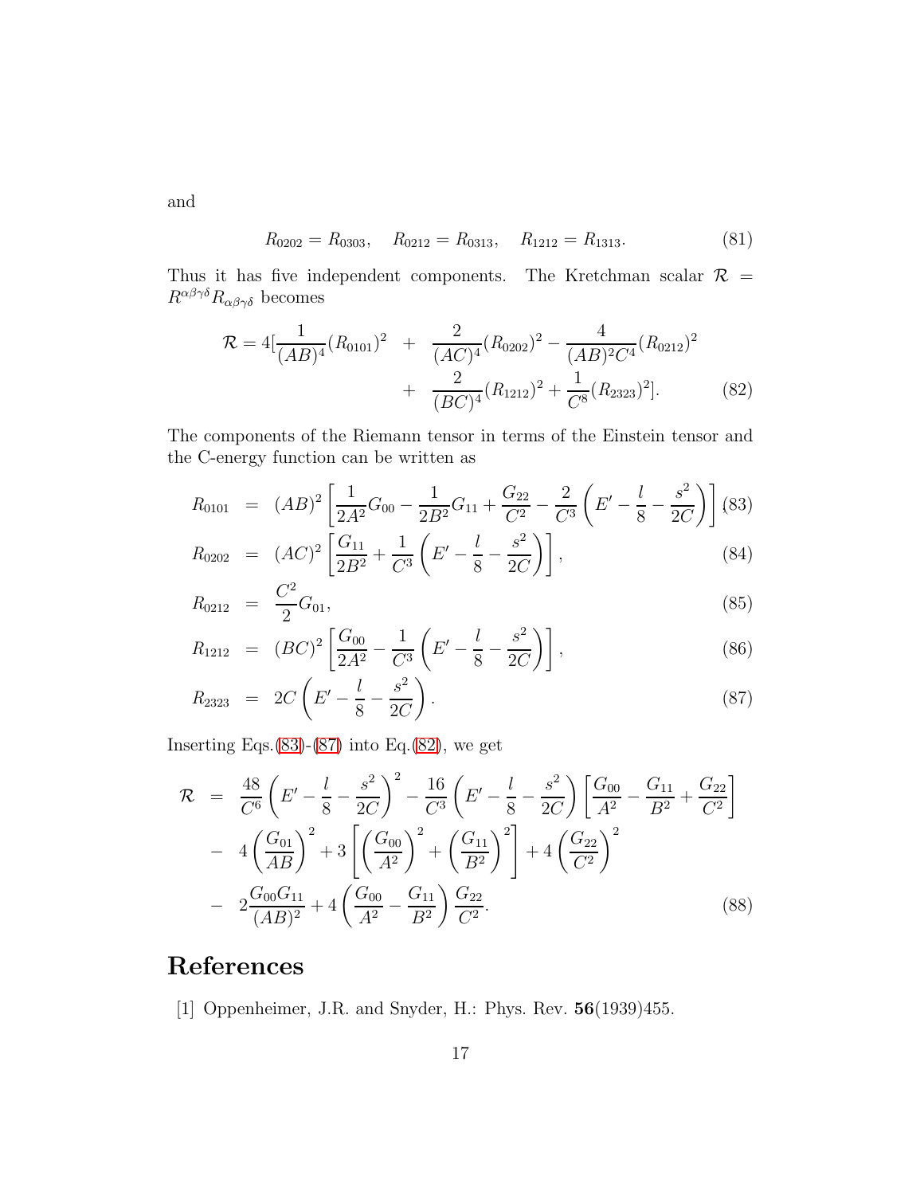and

$$R_{0202} = R_{0303}, \quad R_{0212} = R_{0313}, \quad R_{1212} = R_{1313}. \tag{81}$$

Thus it has five independent components. The Kretchman scalar $\mathcal{R} = R^{\alpha\beta\gamma\delta}R_{\alpha\beta\gamma\delta}$ becomes

$$\begin{aligned}
\mathcal{R} = 4[\frac{1}{(AB)^4}(R_{0101})^2 &+ \frac{2}{(AC)^4}(R_{0202})^2 - \frac{4}{(AB)^2C^4}(R_{0212})^2 \\
&+ \frac{2}{(BC)^4}(R_{1212})^2 + \frac{1}{C^8}(R_{2323})^2].
\end{aligned} \tag{82}$$

The components of the Riemann tensor in terms of the Einstein tensor and the C-energy function can be written as

$$R_{0101} = (AB)^2\left[\frac{1}{2A^2}G_{00} - \frac{1}{2B^2}G_{11} + \frac{G_{22}}{C^2} - \frac{2}{C^3}\left(E' - \frac{l}{8} - \frac{s^2}{2C}\right)\right], \tag{83}$$

$$R_{0202} = (AC)^2\left[\frac{G_{11}}{2B^2} + \frac{1}{C^3}\left(E' - \frac{l}{8} - \frac{s^2}{2C}\right)\right], \tag{84}$$

$$R_{0212} = \frac{C^2}{2}G_{01}, \tag{85}$$

$$R_{1212} = (BC)^2\left[\frac{G_{00}}{2A^2} - \frac{1}{C^3}\left(E' - \frac{l}{8} - \frac{s^2}{2C}\right)\right], \tag{86}$$

$$R_{2323} = 2C\left(E' - \frac{l}{8} - \frac{s^2}{2C}\right). \tag{87}$$

Inserting Eqs.(83)-(87) into Eq.(82), we get

$$\begin{aligned}
\mathcal{R} &= \frac{48}{C^6}\left(E' - \frac{l}{8} - \frac{s^2}{2C}\right)^2 - \frac{16}{C^3}\left(E' - \frac{l}{8} - \frac{s^2}{2C}\right)\left[\frac{G_{00}}{A^2} - \frac{G_{11}}{B^2} + \frac{G_{22}}{C^2}\right] \\
&- 4\left(\frac{G_{01}}{AB}\right)^2 + 3\left[\left(\frac{G_{00}}{A^2}\right)^2 + \left(\frac{G_{11}}{B^2}\right)^2\right] + 4\left(\frac{G_{22}}{C^2}\right)^2 \\
&- 2\frac{G_{00}G_{11}}{(AB)^2} + 4\left(\frac{G_{00}}{A^2} - \frac{G_{11}}{B^2}\right)\frac{G_{22}}{C^2}.
\end{aligned} \tag{88}$$

# References

[1] Oppenheimer, J.R. and Snyder, H.: Phys. Rev. **56**(1939)455.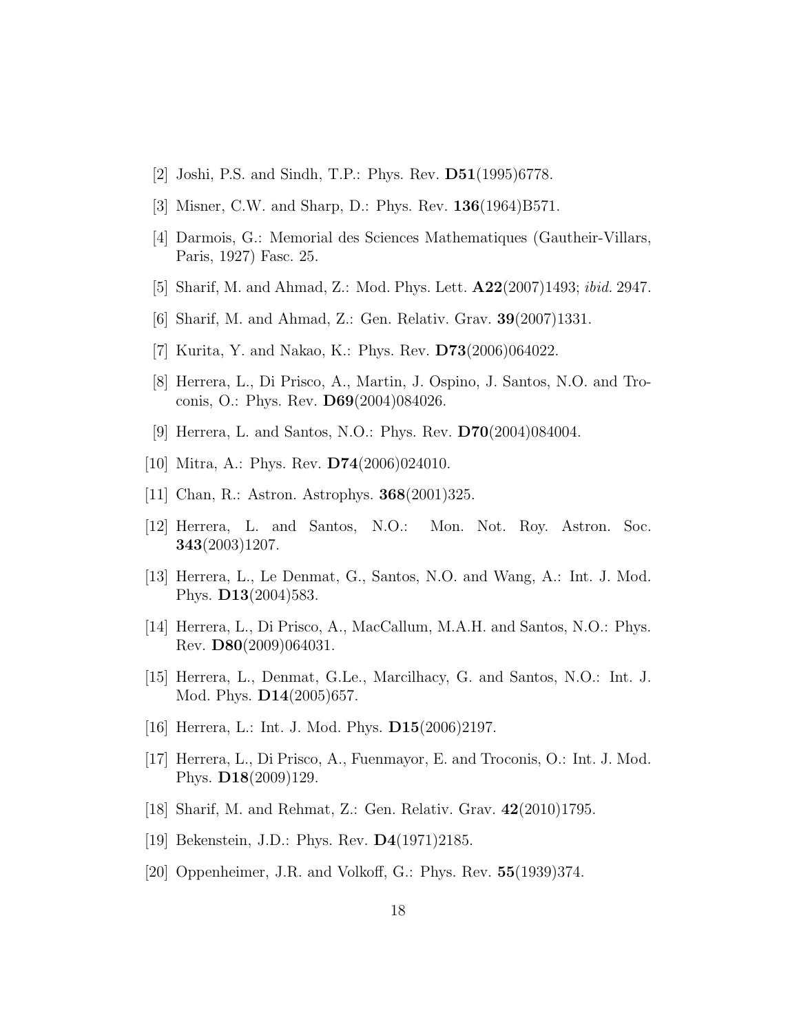[2] Joshi, P.S. and Sindh, T.P.: Phys. Rev. **D51**(1995)6778.

[3] Misner, C.W. and Sharp, D.: Phys. Rev. **136**(1964)B571.

[4] Darmois, G.: Memorial des Sciences Mathematiques (Gautheir-Villars, Paris, 1927) Fasc. 25.

[5] Sharif, M. and Ahmad, Z.: Mod. Phys. Lett. **A22**(2007)1493; *ibid.* 2947.

[6] Sharif, M. and Ahmad, Z.: Gen. Relativ. Grav. **39**(2007)1331.

[7] Kurita, Y. and Nakao, K.: Phys. Rev. **D73**(2006)064022.

[8] Herrera, L., Di Prisco, A., Martin, J. Ospino, J. Santos, N.O. and Troconis, O.: Phys. Rev. **D69**(2004)084026.

[9] Herrera, L. and Santos, N.O.: Phys. Rev. **D70**(2004)084004.

[10] Mitra, A.: Phys. Rev. **D74**(2006)024010.

[11] Chan, R.: Astron. Astrophys. **368**(2001)325.

[12] Herrera, L. and Santos, N.O.: Mon. Not. Roy. Astron. Soc. **343**(2003)1207.

[13] Herrera, L., Le Denmat, G., Santos, N.O. and Wang, A.: Int. J. Mod. Phys. **D13**(2004)583.

[14] Herrera, L., Di Prisco, A., MacCallum, M.A.H. and Santos, N.O.: Phys. Rev. **D80**(2009)064031.

[15] Herrera, L., Denmat, G.Le., Marcilhacy, G. and Santos, N.O.: Int. J. Mod. Phys. **D14**(2005)657.

[16] Herrera, L.: Int. J. Mod. Phys. **D15**(2006)2197.

[17] Herrera, L., Di Prisco, A., Fuenmayor, E. and Troconis, O.: Int. J. Mod. Phys. **D18**(2009)129.

[18] Sharif, M. and Rehmat, Z.: Gen. Relativ. Grav. **42**(2010)1795.

[19] Bekenstein, J.D.: Phys. Rev. **D4**(1971)2185.

[20] Oppenheimer, J.R. and Volkoff, G.: Phys. Rev. **55**(1939)374.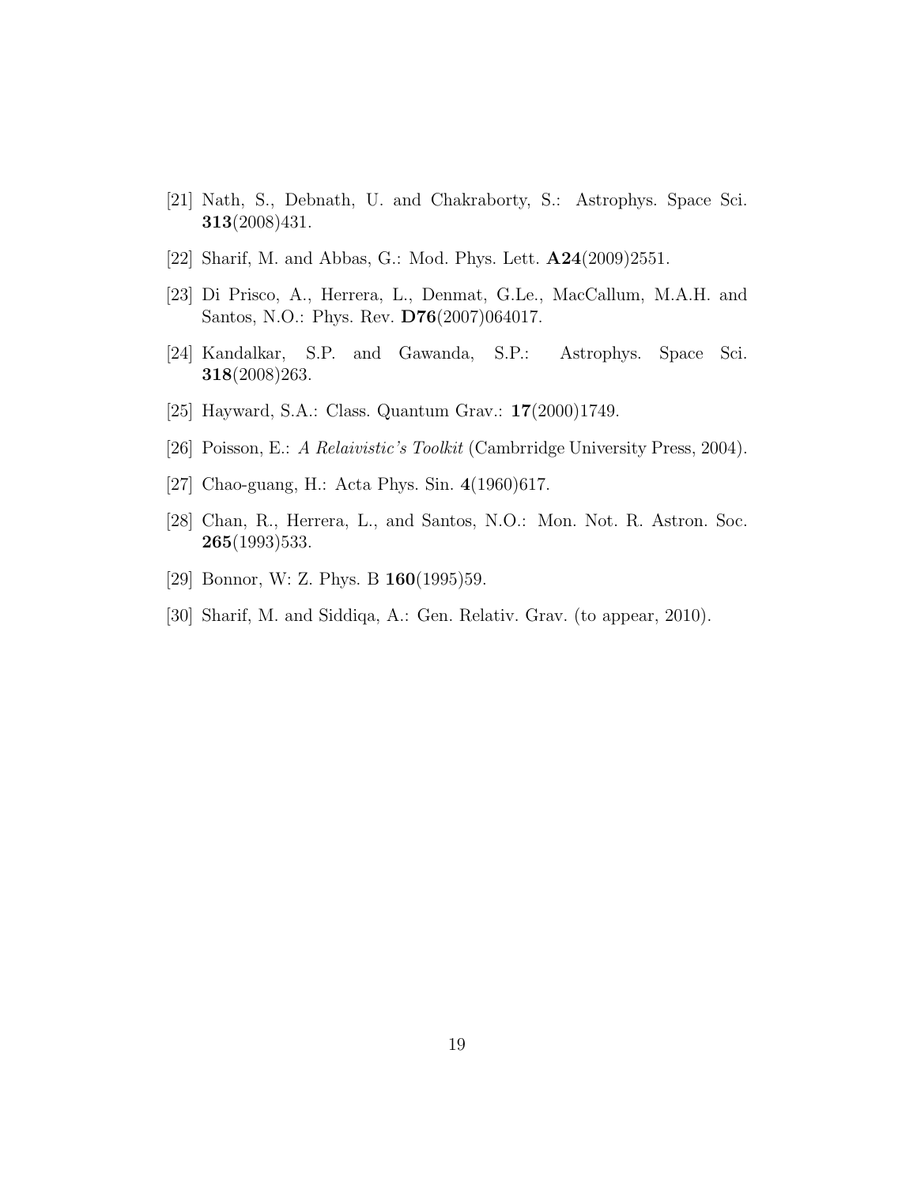[21] Nath, S., Debnath, U. and Chakraborty, S.: Astrophys. Space Sci. **313**(2008)431.

[22] Sharif, M. and Abbas, G.: Mod. Phys. Lett. **A24**(2009)2551.

[23] Di Prisco, A., Herrera, L., Denmat, G.Le., MacCallum, M.A.H. and Santos, N.O.: Phys. Rev. **D76**(2007)064017.

[24] Kandalkar, S.P. and Gawanda, S.P.: Astrophys. Space Sci. **318**(2008)263.

[25] Hayward, S.A.: Class. Quantum Grav.: **17**(2000)1749.

[26] Poisson, E.: *A Relaivistic's Toolkit* (Cambrridge University Press, 2004).

[27] Chao-guang, H.: Acta Phys. Sin. **4**(1960)617.

[28] Chan, R., Herrera, L., and Santos, N.O.: Mon. Not. R. Astron. Soc. **265**(1993)533.

[29] Bonnor, W: Z. Phys. B **160**(1995)59.

[30] Sharif, M. and Siddiqa, A.: Gen. Relativ. Grav. (to appear, 2010).